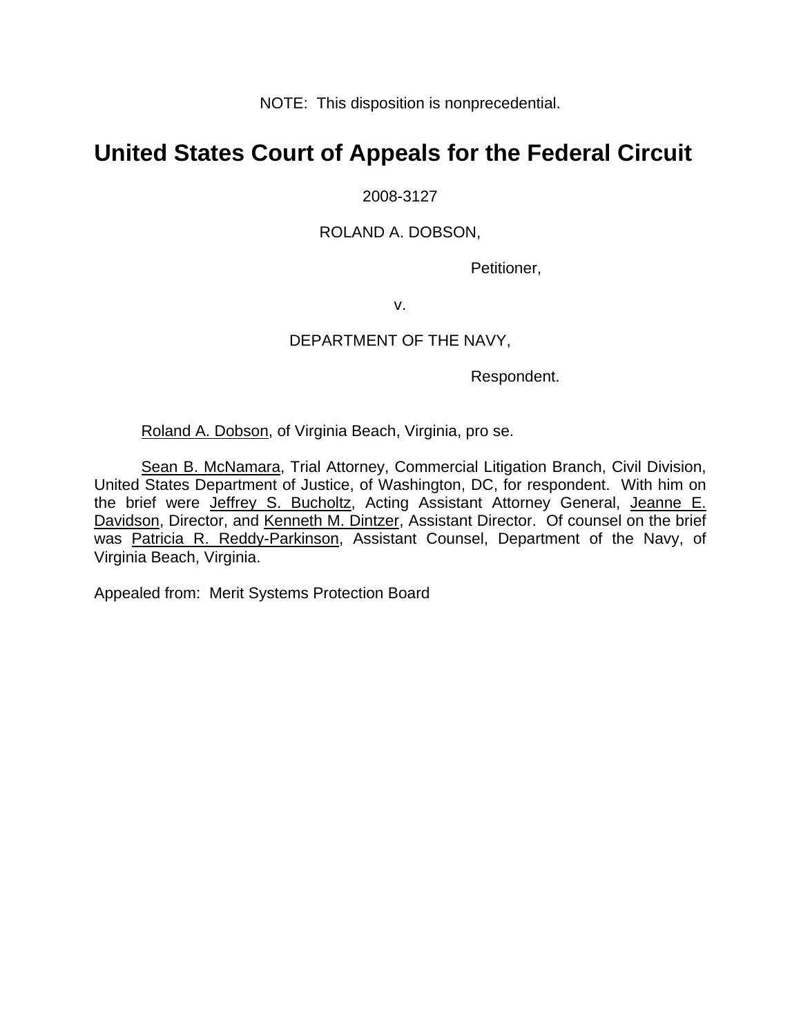NOTE: This disposition is nonprecedential.

# United States Court of Appeals for the Federal Circuit

2008-3127

ROLAND A. DOBSON,

Petitioner,

v.

DEPARTMENT OF THE NAVY,

Respondent.

Roland A. Dobson, of Virginia Beach, Virginia, pro se.

Sean B. McNamara, Trial Attorney, Commercial Litigation Branch, Civil Division, United States Department of Justice, of Washington, DC, for respondent. With him on the brief were Jeffrey S. Bucholtz, Acting Assistant Attorney General, Jeanne E. Davidson, Director, and Kenneth M. Dintzer, Assistant Director. Of counsel on the brief was Patricia R. Reddy-Parkinson, Assistant Counsel, Department of the Navy, of Virginia Beach, Virginia.

Appealed from: Merit Systems Protection Board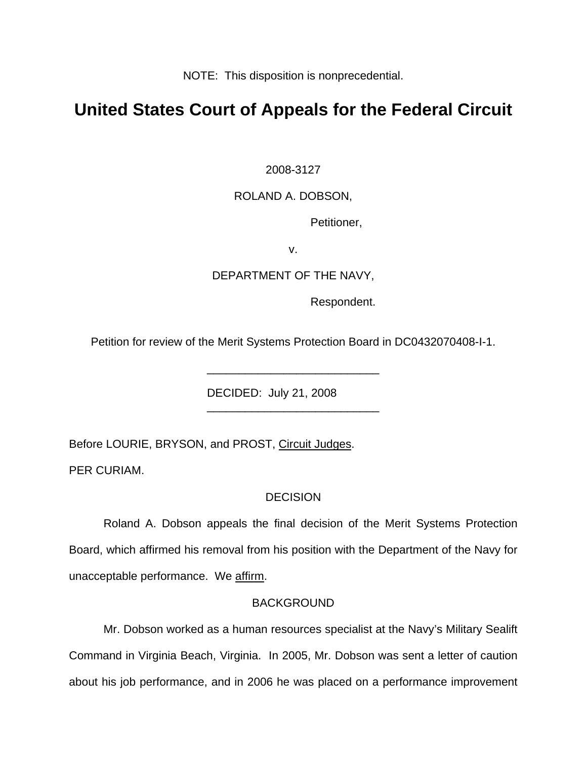NOTE: This disposition is nonprecedential.

# United States Court of Appeals for the Federal Circuit

2008-3127

ROLAND A. DOBSON,

Petitioner,

v.

DEPARTMENT OF THE NAVY,

Respondent.

Petition for review of the Merit Systems Protection Board in DC0432070408-I-1.

---

DECIDED: July 21, 2008

---

Before LOURIE, BRYSON, and PROST, Circuit Judges.

PER CURIAM.

## DECISION

Roland A. Dobson appeals the final decision of the Merit Systems Protection Board, which affirmed his removal from his position with the Department of the Navy for unacceptable performance. We affirm.

## BACKGROUND

Mr. Dobson worked as a human resources specialist at the Navy's Military Sealift Command in Virginia Beach, Virginia. In 2005, Mr. Dobson was sent a letter of caution about his job performance, and in 2006 he was placed on a performance improvement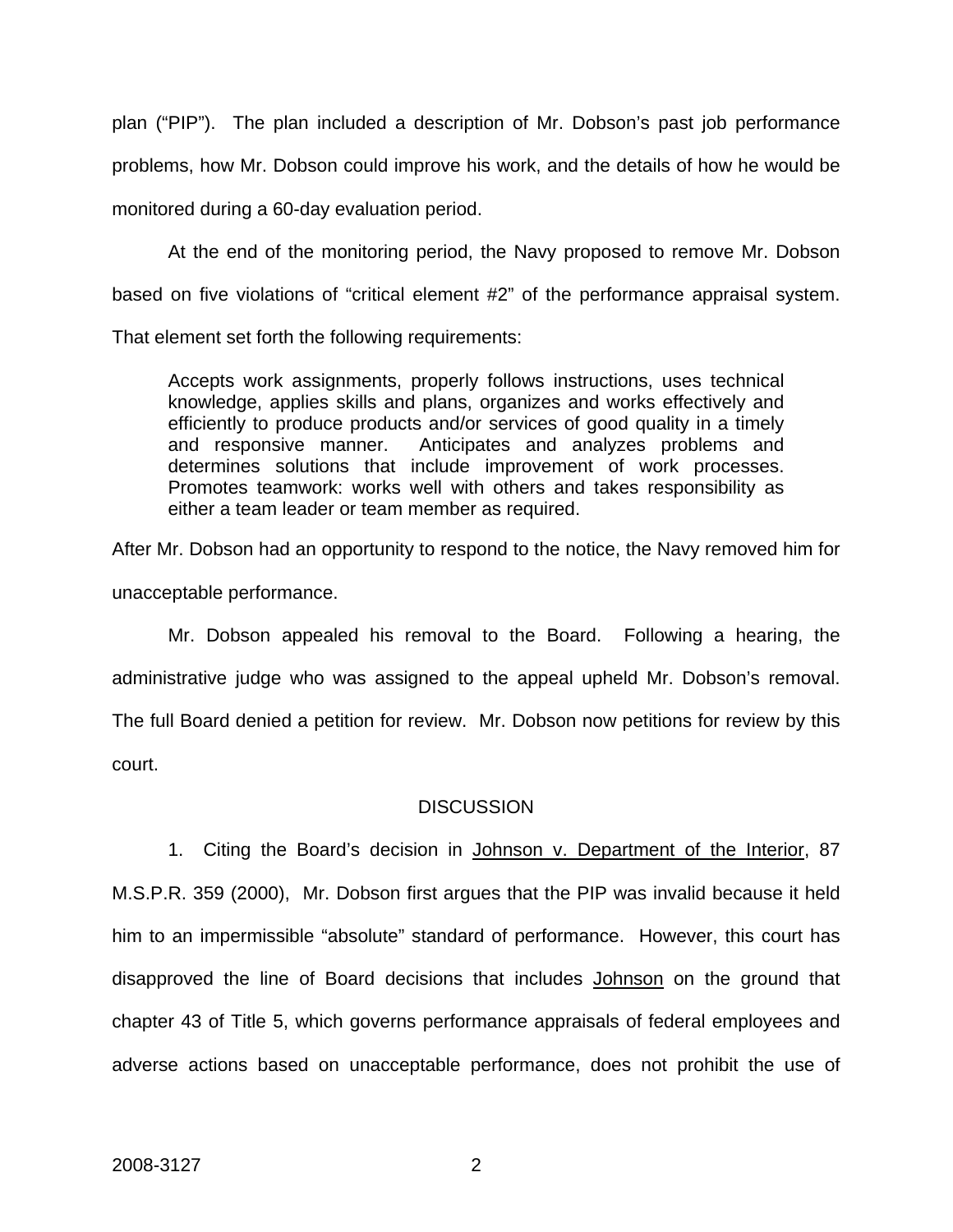plan ("PIP"). The plan included a description of Mr. Dobson's past job performance problems, how Mr. Dobson could improve his work, and the details of how he would be monitored during a 60-day evaluation period.

At the end of the monitoring period, the Navy proposed to remove Mr. Dobson based on five violations of "critical element #2" of the performance appraisal system. That element set forth the following requirements:

> Accepts work assignments, properly follows instructions, uses technical knowledge, applies skills and plans, organizes and works effectively and efficiently to produce products and/or services of good quality in a timely and responsive manner. Anticipates and analyzes problems and determines solutions that include improvement of work processes. Promotes teamwork: works well with others and takes responsibility as either a team leader or team member as required.

After Mr. Dobson had an opportunity to respond to the notice, the Navy removed him for unacceptable performance.

Mr. Dobson appealed his removal to the Board. Following a hearing, the administrative judge who was assigned to the appeal upheld Mr. Dobson's removal. The full Board denied a petition for review. Mr. Dobson now petitions for review by this court.

DISCUSSION

1. Citing the Board's decision in Johnson v. Department of the Interior, 87 M.S.P.R. 359 (2000), Mr. Dobson first argues that the PIP was invalid because it held him to an impermissible "absolute" standard of performance. However, this court has disapproved the line of Board decisions that includes Johnson on the ground that chapter 43 of Title 5, which governs performance appraisals of federal employees and adverse actions based on unacceptable performance, does not prohibit the use of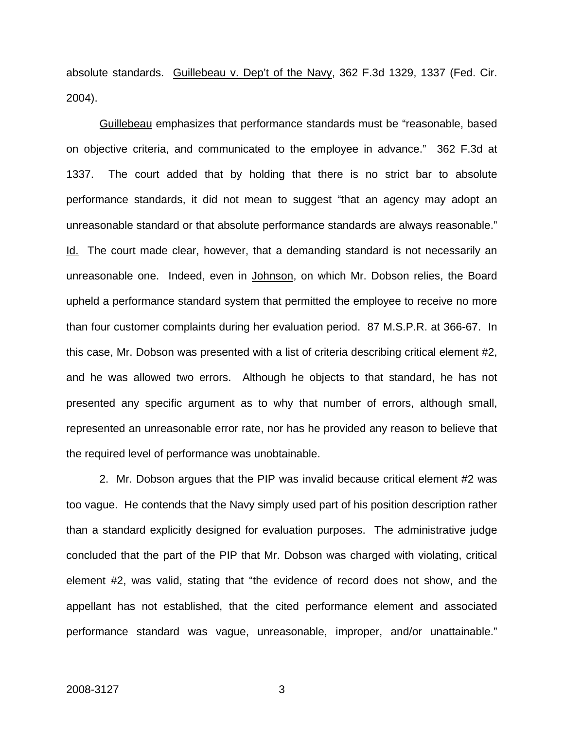absolute standards. Guillebeau v. Dep't of the Navy, 362 F.3d 1329, 1337 (Fed. Cir. 2004).

Guillebeau emphasizes that performance standards must be "reasonable, based on objective criteria, and communicated to the employee in advance." 362 F.3d at 1337. The court added that by holding that there is no strict bar to absolute performance standards, it did not mean to suggest "that an agency may adopt an unreasonable standard or that absolute performance standards are always reasonable." Id. The court made clear, however, that a demanding standard is not necessarily an unreasonable one. Indeed, even in Johnson, on which Mr. Dobson relies, the Board upheld a performance standard system that permitted the employee to receive no more than four customer complaints during her evaluation period. 87 M.S.P.R. at 366-67. In this case, Mr. Dobson was presented with a list of criteria describing critical element #2, and he was allowed two errors. Although he objects to that standard, he has not presented any specific argument as to why that number of errors, although small, represented an unreasonable error rate, nor has he provided any reason to believe that the required level of performance was unobtainable.

2. Mr. Dobson argues that the PIP was invalid because critical element #2 was too vague. He contends that the Navy simply used part of his position description rather than a standard explicitly designed for evaluation purposes. The administrative judge concluded that the part of the PIP that Mr. Dobson was charged with violating, critical element #2, was valid, stating that "the evidence of record does not show, and the appellant has not established, that the cited performance element and associated performance standard was vague, unreasonable, improper, and/or unattainable."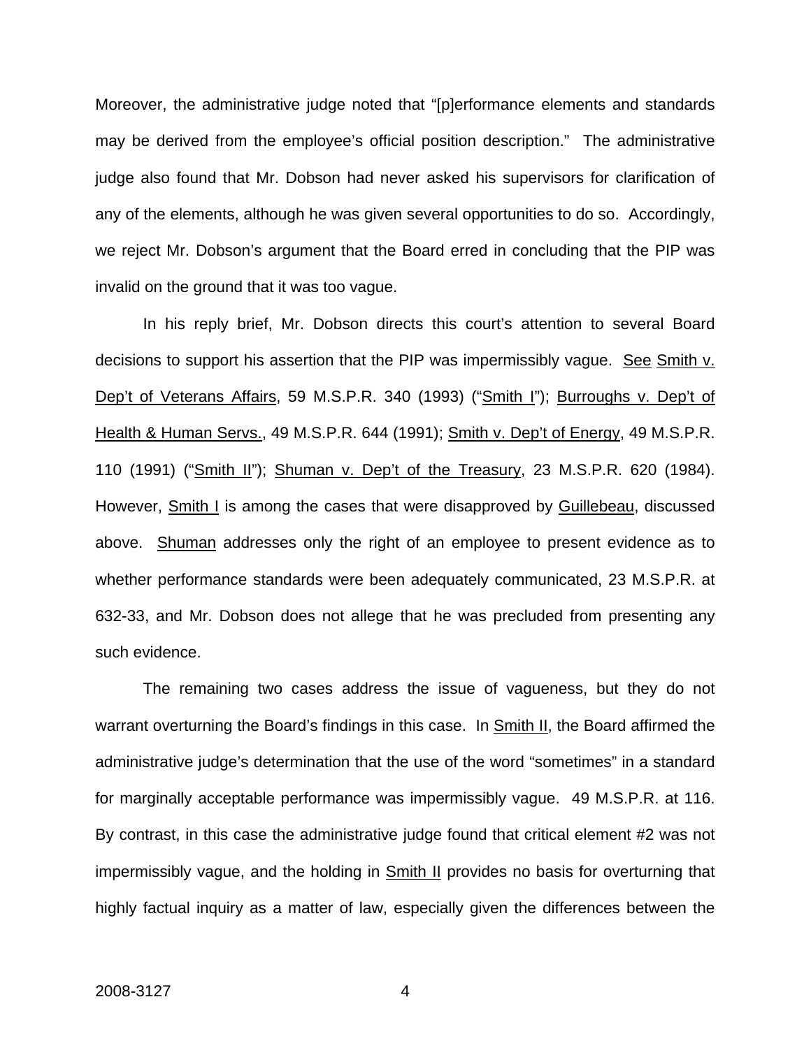Moreover, the administrative judge noted that "[p]erformance elements and standards may be derived from the employee's official position description." The administrative judge also found that Mr. Dobson had never asked his supervisors for clarification of any of the elements, although he was given several opportunities to do so. Accordingly, we reject Mr. Dobson's argument that the Board erred in concluding that the PIP was invalid on the ground that it was too vague.

In his reply brief, Mr. Dobson directs this court's attention to several Board decisions to support his assertion that the PIP was impermissibly vague. See Smith v. Dep't of Veterans Affairs, 59 M.S.P.R. 340 (1993) ("Smith I"); Burroughs v. Dep't of Health & Human Servs., 49 M.S.P.R. 644 (1991); Smith v. Dep't of Energy, 49 M.S.P.R. 110 (1991) ("Smith II"); Shuman v. Dep't of the Treasury, 23 M.S.P.R. 620 (1984). However, Smith I is among the cases that were disapproved by Guillebeau, discussed above. Shuman addresses only the right of an employee to present evidence as to whether performance standards were been adequately communicated, 23 M.S.P.R. at 632-33, and Mr. Dobson does not allege that he was precluded from presenting any such evidence.

The remaining two cases address the issue of vagueness, but they do not warrant overturning the Board's findings in this case. In Smith II, the Board affirmed the administrative judge's determination that the use of the word "sometimes" in a standard for marginally acceptable performance was impermissibly vague. 49 M.S.P.R. at 116. By contrast, in this case the administrative judge found that critical element #2 was not impermissibly vague, and the holding in Smith II provides no basis for overturning that highly factual inquiry as a matter of law, especially given the differences between the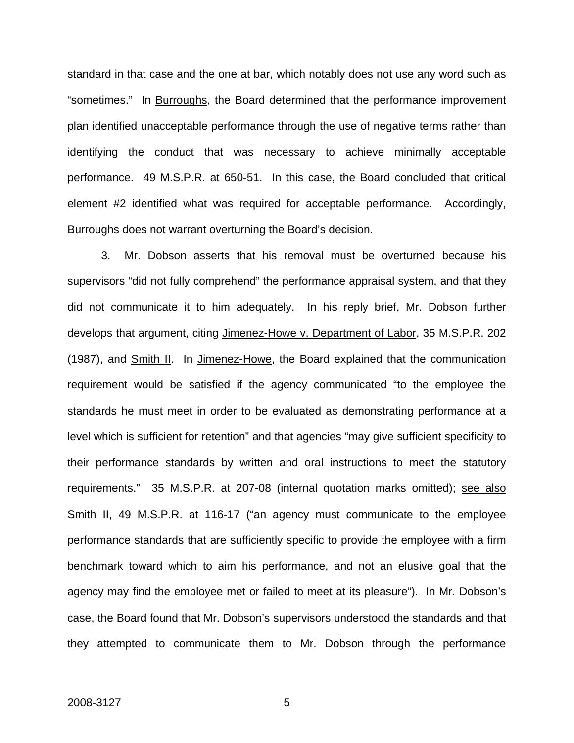standard in that case and the one at bar, which notably does not use any word such as "sometimes." In Burroughs, the Board determined that the performance improvement plan identified unacceptable performance through the use of negative terms rather than identifying the conduct that was necessary to achieve minimally acceptable performance. 49 M.S.P.R. at 650-51. In this case, the Board concluded that critical element #2 identified what was required for acceptable performance. Accordingly, Burroughs does not warrant overturning the Board's decision.

3. Mr. Dobson asserts that his removal must be overturned because his supervisors "did not fully comprehend" the performance appraisal system, and that they did not communicate it to him adequately. In his reply brief, Mr. Dobson further develops that argument, citing Jimenez-Howe v. Department of Labor, 35 M.S.P.R. 202 (1987), and Smith II. In Jimenez-Howe, the Board explained that the communication requirement would be satisfied if the agency communicated "to the employee the standards he must meet in order to be evaluated as demonstrating performance at a level which is sufficient for retention" and that agencies "may give sufficient specificity to their performance standards by written and oral instructions to meet the statutory requirements." 35 M.S.P.R. at 207-08 (internal quotation marks omitted); see also Smith II, 49 M.S.P.R. at 116-17 ("an agency must communicate to the employee performance standards that are sufficiently specific to provide the employee with a firm benchmark toward which to aim his performance, and not an elusive goal that the agency may find the employee met or failed to meet at its pleasure"). In Mr. Dobson's case, the Board found that Mr. Dobson's supervisors understood the standards and that they attempted to communicate them to Mr. Dobson through the performance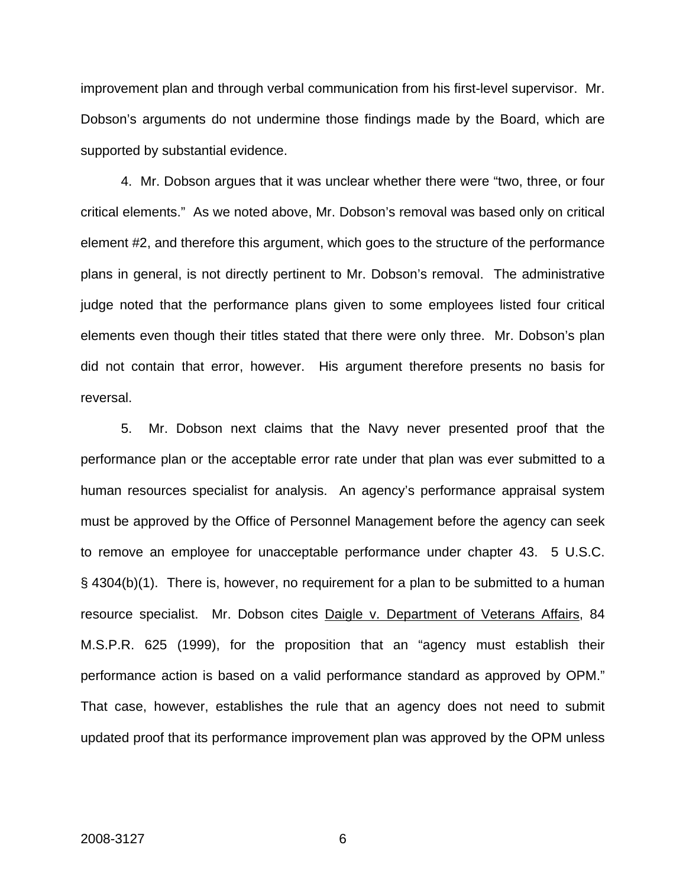improvement plan and through verbal communication from his first-level supervisor. Mr. Dobson's arguments do not undermine those findings made by the Board, which are supported by substantial evidence.

4. Mr. Dobson argues that it was unclear whether there were "two, three, or four critical elements." As we noted above, Mr. Dobson's removal was based only on critical element #2, and therefore this argument, which goes to the structure of the performance plans in general, is not directly pertinent to Mr. Dobson's removal. The administrative judge noted that the performance plans given to some employees listed four critical elements even though their titles stated that there were only three. Mr. Dobson's plan did not contain that error, however. His argument therefore presents no basis for reversal.

5. Mr. Dobson next claims that the Navy never presented proof that the performance plan or the acceptable error rate under that plan was ever submitted to a human resources specialist for analysis. An agency's performance appraisal system must be approved by the Office of Personnel Management before the agency can seek to remove an employee for unacceptable performance under chapter 43. 5 U.S.C. § 4304(b)(1). There is, however, no requirement for a plan to be submitted to a human resource specialist. Mr. Dobson cites Daigle v. Department of Veterans Affairs, 84 M.S.P.R. 625 (1999), for the proposition that an "agency must establish their performance action is based on a valid performance standard as approved by OPM." That case, however, establishes the rule that an agency does not need to submit updated proof that its performance improvement plan was approved by the OPM unless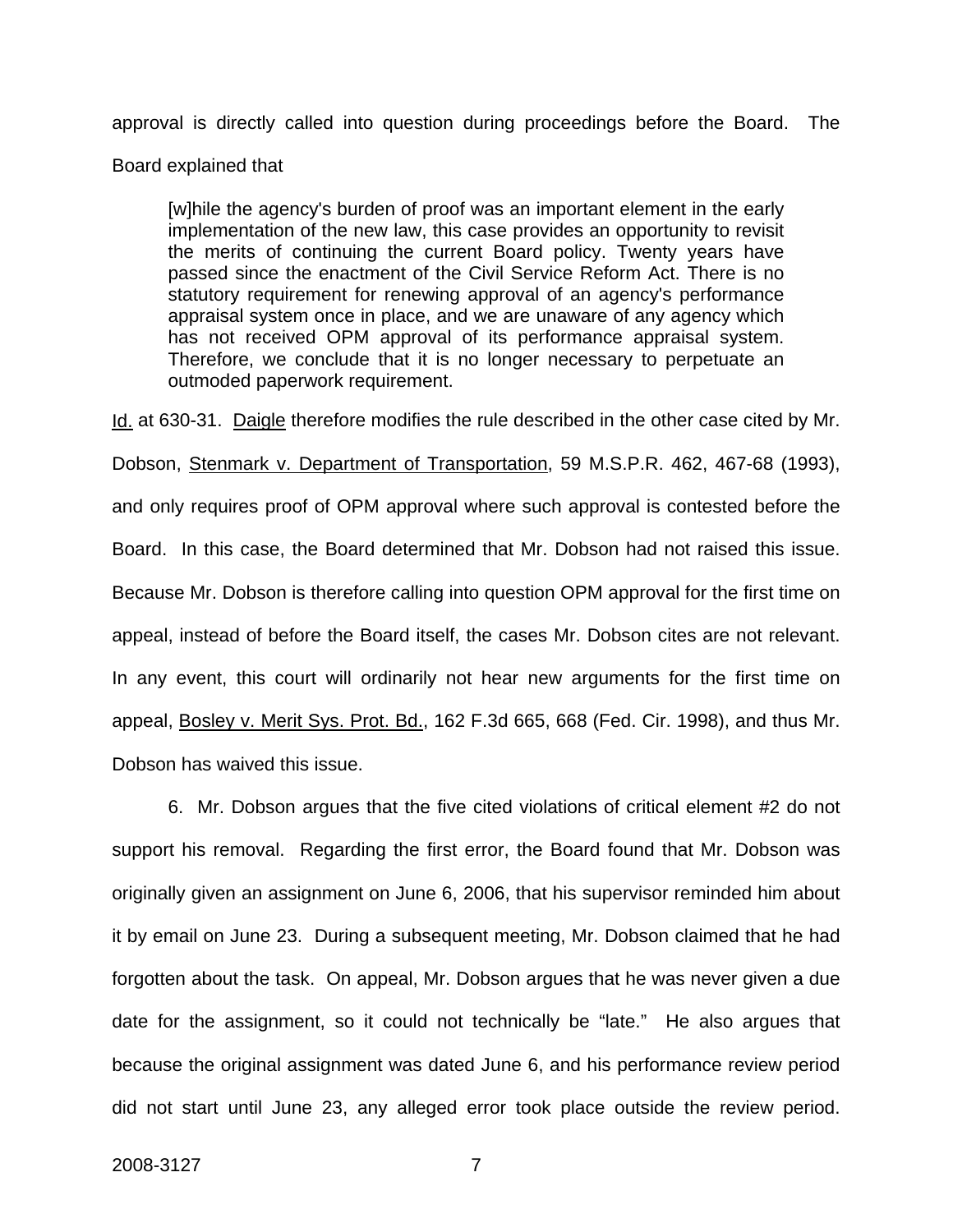approval is directly called into question during proceedings before the Board. The Board explained that

> [w]hile the agency's burden of proof was an important element in the early implementation of the new law, this case provides an opportunity to revisit the merits of continuing the current Board policy. Twenty years have passed since the enactment of the Civil Service Reform Act. There is no statutory requirement for renewing approval of an agency's performance appraisal system once in place, and we are unaware of any agency which has not received OPM approval of its performance appraisal system. Therefore, we conclude that it is no longer necessary to perpetuate an outmoded paperwork requirement.

Id. at 630-31. Daigle therefore modifies the rule described in the other case cited by Mr. Dobson, Stenmark v. Department of Transportation, 59 M.S.P.R. 462, 467-68 (1993), and only requires proof of OPM approval where such approval is contested before the Board. In this case, the Board determined that Mr. Dobson had not raised this issue. Because Mr. Dobson is therefore calling into question OPM approval for the first time on appeal, instead of before the Board itself, the cases Mr. Dobson cites are not relevant. In any event, this court will ordinarily not hear new arguments for the first time on appeal, Bosley v. Merit Sys. Prot. Bd., 162 F.3d 665, 668 (Fed. Cir. 1998), and thus Mr. Dobson has waived this issue.

6. Mr. Dobson argues that the five cited violations of critical element #2 do not support his removal. Regarding the first error, the Board found that Mr. Dobson was originally given an assignment on June 6, 2006, that his supervisor reminded him about it by email on June 23. During a subsequent meeting, Mr. Dobson claimed that he had forgotten about the task. On appeal, Mr. Dobson argues that he was never given a due date for the assignment, so it could not technically be "late." He also argues that because the original assignment was dated June 6, and his performance review period did not start until June 23, any alleged error took place outside the review period.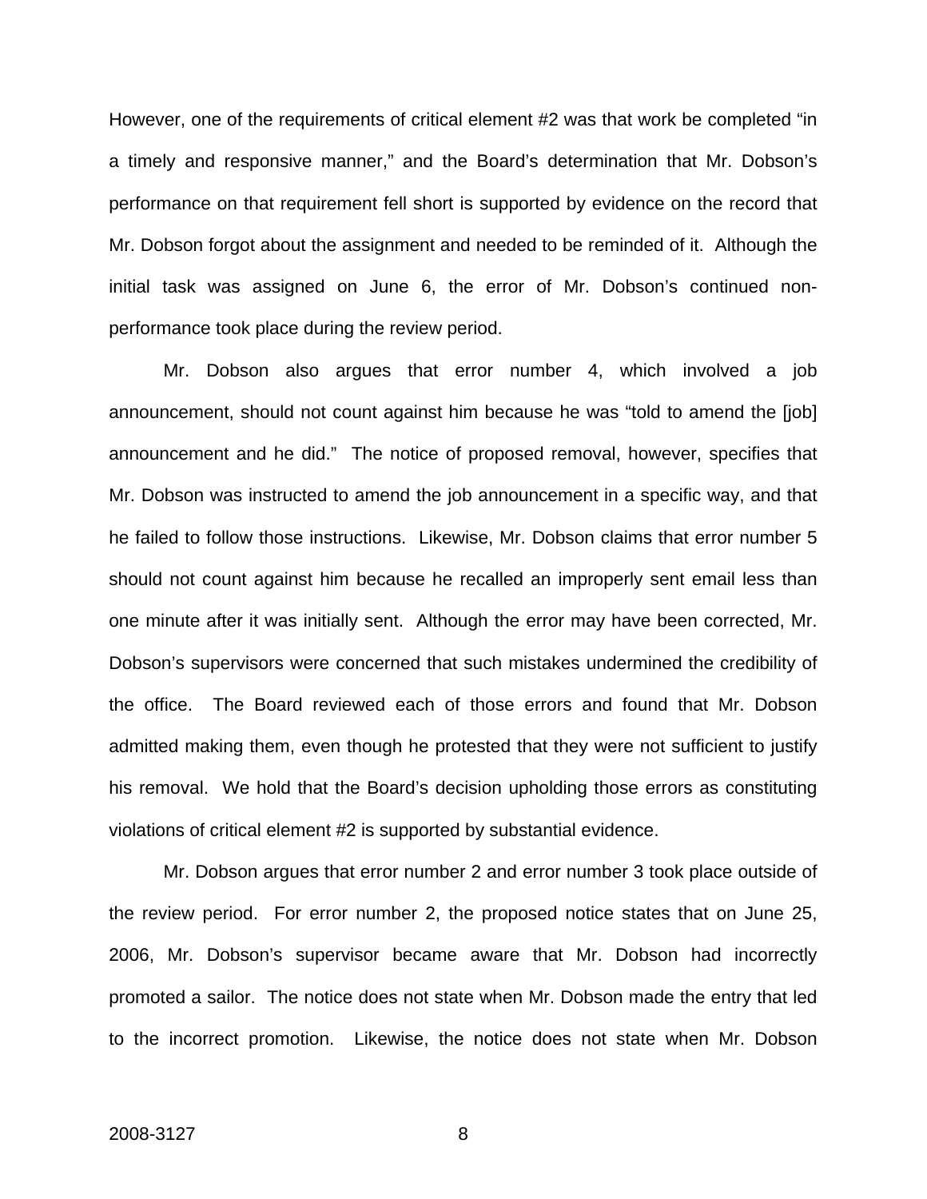However, one of the requirements of critical element #2 was that work be completed "in a timely and responsive manner," and the Board's determination that Mr. Dobson's performance on that requirement fell short is supported by evidence on the record that Mr. Dobson forgot about the assignment and needed to be reminded of it. Although the initial task was assigned on June 6, the error of Mr. Dobson's continued non-performance took place during the review period.

Mr. Dobson also argues that error number 4, which involved a job announcement, should not count against him because he was "told to amend the [job] announcement and he did." The notice of proposed removal, however, specifies that Mr. Dobson was instructed to amend the job announcement in a specific way, and that he failed to follow those instructions. Likewise, Mr. Dobson claims that error number 5 should not count against him because he recalled an improperly sent email less than one minute after it was initially sent. Although the error may have been corrected, Mr. Dobson's supervisors were concerned that such mistakes undermined the credibility of the office. The Board reviewed each of those errors and found that Mr. Dobson admitted making them, even though he protested that they were not sufficient to justify his removal. We hold that the Board's decision upholding those errors as constituting violations of critical element #2 is supported by substantial evidence.

Mr. Dobson argues that error number 2 and error number 3 took place outside of the review period. For error number 2, the proposed notice states that on June 25, 2006, Mr. Dobson's supervisor became aware that Mr. Dobson had incorrectly promoted a sailor. The notice does not state when Mr. Dobson made the entry that led to the incorrect promotion. Likewise, the notice does not state when Mr. Dobson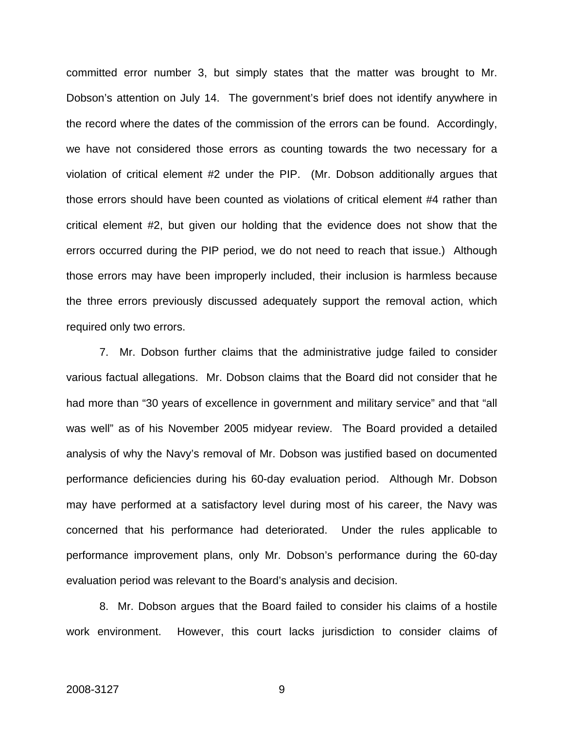committed error number 3, but simply states that the matter was brought to Mr. Dobson's attention on July 14. The government's brief does not identify anywhere in the record where the dates of the commission of the errors can be found. Accordingly, we have not considered those errors as counting towards the two necessary for a violation of critical element #2 under the PIP. (Mr. Dobson additionally argues that those errors should have been counted as violations of critical element #4 rather than critical element #2, but given our holding that the evidence does not show that the errors occurred during the PIP period, we do not need to reach that issue.) Although those errors may have been improperly included, their inclusion is harmless because the three errors previously discussed adequately support the removal action, which required only two errors.

7. Mr. Dobson further claims that the administrative judge failed to consider various factual allegations. Mr. Dobson claims that the Board did not consider that he had more than "30 years of excellence in government and military service" and that "all was well" as of his November 2005 midyear review. The Board provided a detailed analysis of why the Navy's removal of Mr. Dobson was justified based on documented performance deficiencies during his 60-day evaluation period. Although Mr. Dobson may have performed at a satisfactory level during most of his career, the Navy was concerned that his performance had deteriorated. Under the rules applicable to performance improvement plans, only Mr. Dobson's performance during the 60-day evaluation period was relevant to the Board's analysis and decision.

8. Mr. Dobson argues that the Board failed to consider his claims of a hostile work environment. However, this court lacks jurisdiction to consider claims of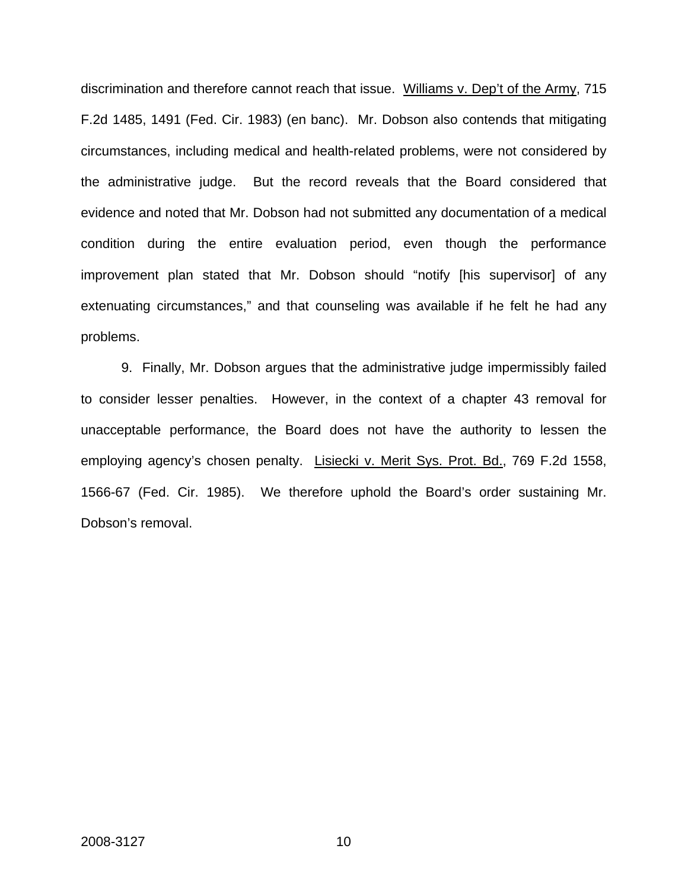discrimination and therefore cannot reach that issue. Williams v. Dep't of the Army, 715 F.2d 1485, 1491 (Fed. Cir. 1983) (en banc). Mr. Dobson also contends that mitigating circumstances, including medical and health-related problems, were not considered by the administrative judge. But the record reveals that the Board considered that evidence and noted that Mr. Dobson had not submitted any documentation of a medical condition during the entire evaluation period, even though the performance improvement plan stated that Mr. Dobson should "notify [his supervisor] of any extenuating circumstances," and that counseling was available if he felt he had any problems.

9. Finally, Mr. Dobson argues that the administrative judge impermissibly failed to consider lesser penalties. However, in the context of a chapter 43 removal for unacceptable performance, the Board does not have the authority to lessen the employing agency's chosen penalty. Lisiecki v. Merit Sys. Prot. Bd., 769 F.2d 1558, 1566-67 (Fed. Cir. 1985). We therefore uphold the Board's order sustaining Mr. Dobson's removal.